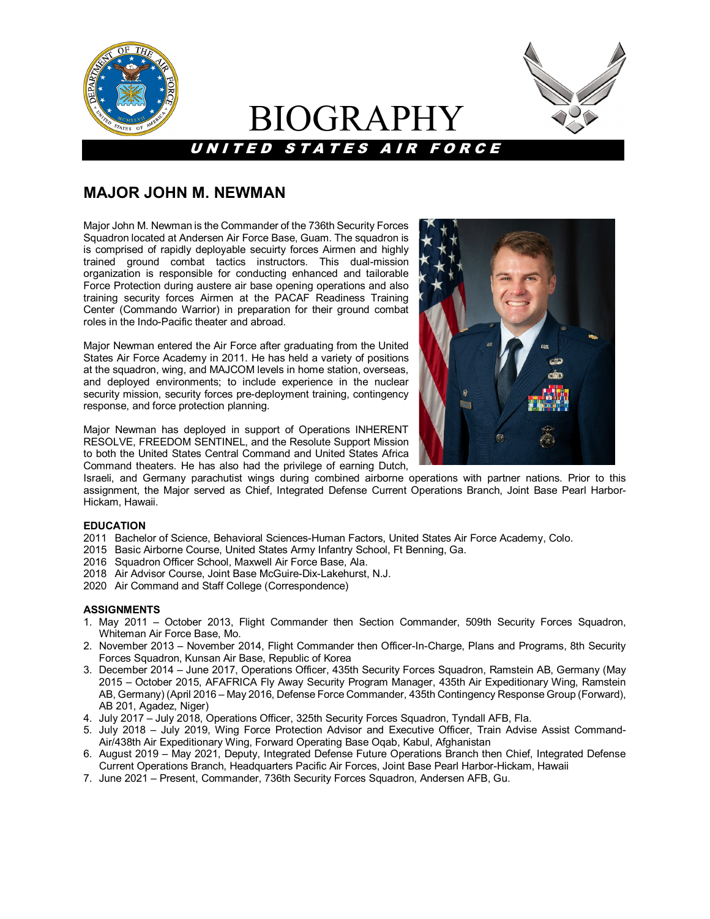# BIOGRAPHY

***UNITED STATES AIR FORCE***

## MAJOR JOHN M. NEWMAN

Major John M. Newman is the Commander of the 736th Security Forces Squadron located at Andersen Air Force Base, Guam. The squadron is is comprised of rapidly deployable secuirty forces Airmen and highly trained ground combat tactics instructors. This dual-mission organization is responsible for conducting enhanced and tailorable Force Protection during austere air base opening operations and also training security forces Airmen at the PACAF Readiness Training Center (Commando Warrior) in preparation for their ground combat roles in the Indo-Pacific theater and abroad.

Major Newman entered the Air Force after graduating from the United States Air Force Academy in 2011. He has held a variety of positions at the squadron, wing, and MAJCOM levels in home station, overseas, and deployed environments; to include experience in the nuclear security mission, security forces pre-deployment training, contingency response, and force protection planning.

Major Newman has deployed in support of Operations INHERENT RESOLVE, FREEDOM SENTINEL, and the Resolute Support Mission to both the United States Central Command and United States Africa Command theaters. He has also had the privilege of earning Dutch, Israeli, and Germany parachutist wings during combined airborne operations with partner nations. Prior to this assignment, the Major served as Chief, Integrated Defense Current Operations Branch, Joint Base Pearl Harbor-Hickam, Hawaii.

**EDUCATION**

2011 Bachelor of Science, Behavioral Sciences-Human Factors, United States Air Force Academy, Colo.
2015 Basic Airborne Course, United States Army Infantry School, Ft Benning, Ga.
2016 Squadron Officer School, Maxwell Air Force Base, Ala.
2018 Air Advisor Course, Joint Base McGuire-Dix-Lakehurst, N.J.
2020 Air Command and Staff College (Correspondence)

**ASSIGNMENTS**

1. May 2011 – October 2013, Flight Commander then Section Commander, 509th Security Forces Squadron, Whiteman Air Force Base, Mo.
2. November 2013 – November 2014, Flight Commander then Officer-In-Charge, Plans and Programs, 8th Security Forces Squadron, Kunsan Air Base, Republic of Korea
3. December 2014 – June 2017, Operations Officer, 435th Security Forces Squadron, Ramstein AB, Germany (May 2015 – October 2015, AFAFRICA Fly Away Security Program Manager, 435th Air Expeditionary Wing, Ramstein AB, Germany) (April 2016 – May 2016, Defense Force Commander, 435th Contingency Response Group (Forward), AB 201, Agadez, Niger)
4. July 2017 – July 2018, Operations Officer, 325th Security Forces Squadron, Tyndall AFB, Fla.
5. July 2018 – July 2019, Wing Force Protection Advisor and Executive Officer, Train Advise Assist Command-Air/438th Air Expeditionary Wing, Forward Operating Base Oqab, Kabul, Afghanistan
6. August 2019 – May 2021, Deputy, Integrated Defense Future Operations Branch then Chief, Integrated Defense Current Operations Branch, Headquarters Pacific Air Forces, Joint Base Pearl Harbor-Hickam, Hawaii
7. June 2021 – Present, Commander, 736th Security Forces Squadron, Andersen AFB, Gu.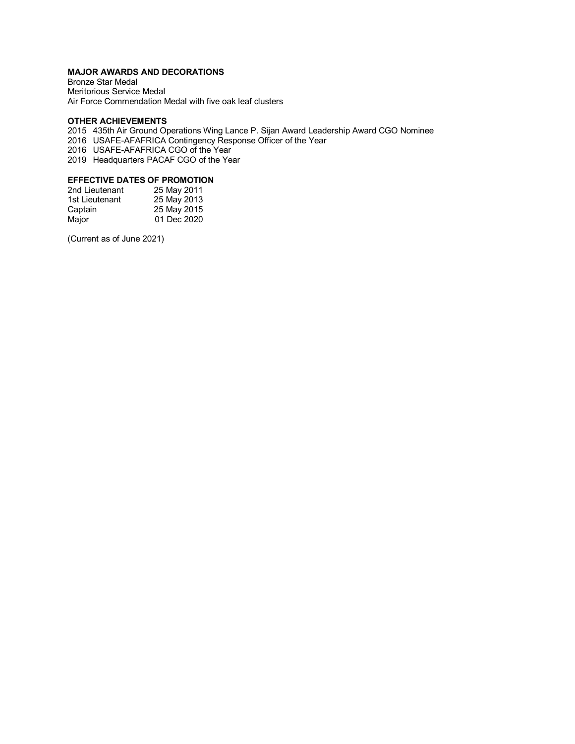**MAJOR AWARDS AND DECORATIONS**
Bronze Star Medal
Meritorious Service Medal
Air Force Commendation Medal with five oak leaf clusters

**OTHER ACHIEVEMENTS**
2015 435th Air Ground Operations Wing Lance P. Sijan Award Leadership Award CGO Nominee
2016 USAFE-AFAFRICA Contingency Response Officer of the Year
2016 USAFE-AFAFRICA CGO of the Year
2019 Headquarters PACAF CGO of the Year

**EFFECTIVE DATES OF PROMOTION**

| | |
|---|---|
| 2nd Lieutenant | 25 May 2011 |
| 1st Lieutenant | 25 May 2013 |
| Captain | 25 May 2015 |
| Major | 01 Dec 2020 |

(Current as of June 2021)